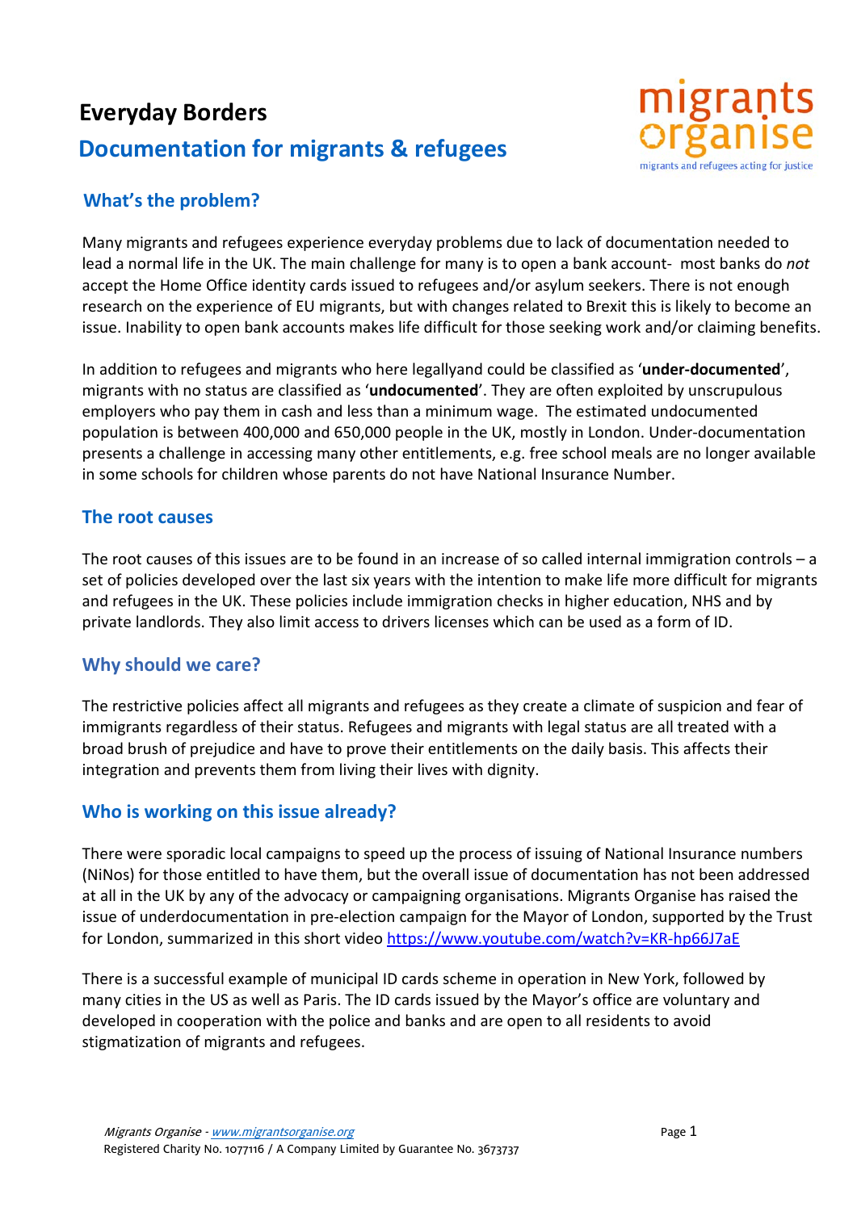# Everyday Borders

## Documentation for migrants & refugees

migrants organise
migrants and refugees acting for justice

### What's the problem?

Many migrants and refugees experience everyday problems due to lack of documentation needed to lead a normal life in the UK. The main challenge for many is to open a bank account- most banks do *not* accept the Home Office identity cards issued to refugees and/or asylum seekers. There is not enough research on the experience of EU migrants, but with changes related to Brexit this is likely to become an issue. Inability to open bank accounts makes life difficult for those seeking work and/or claiming benefits.

In addition to refugees and migrants who here legallyand could be classified as '**under-documented**', migrants with no status are classified as '**undocumented**'. They are often exploited by unscrupulous employers who pay them in cash and less than a minimum wage. The estimated undocumented population is between 400,000 and 650,000 people in the UK, mostly in London. Under-documentation presents a challenge in accessing many other entitlements, e.g. free school meals are no longer available in some schools for children whose parents do not have National Insurance Number.

### The root causes

The root causes of this issues are to be found in an increase of so called internal immigration controls – a set of policies developed over the last six years with the intention to make life more difficult for migrants and refugees in the UK. These policies include immigration checks in higher education, NHS and by private landlords. They also limit access to drivers licenses which can be used as a form of ID.

### Why should we care?

The restrictive policies affect all migrants and refugees as they create a climate of suspicion and fear of immigrants regardless of their status. Refugees and migrants with legal status are all treated with a broad brush of prejudice and have to prove their entitlements on the daily basis. This affects their integration and prevents them from living their lives with dignity.

### Who is working on this issue already?

There were sporadic local campaigns to speed up the process of issuing of National Insurance numbers (NiNos) for those entitled to have them, but the overall issue of documentation has not been addressed at all in the UK by any of the advocacy or campaigning organisations. Migrants Organise has raised the issue of underdocumentation in pre-election campaign for the Mayor of London, supported by the Trust for London, summarized in this short video https://www.youtube.com/watch?v=KR-hp66J7aE

There is a successful example of municipal ID cards scheme in operation in New York, followed by many cities in the US as well as Paris. The ID cards issued by the Mayor's office are voluntary and developed in cooperation with the police and banks and are open to all residents to avoid stigmatization of migrants and refugees.

*Migrants Organise - www.migrantsorganise.org*
Registered Charity No. 1077116 / A Company Limited by Guarantee No. 3673737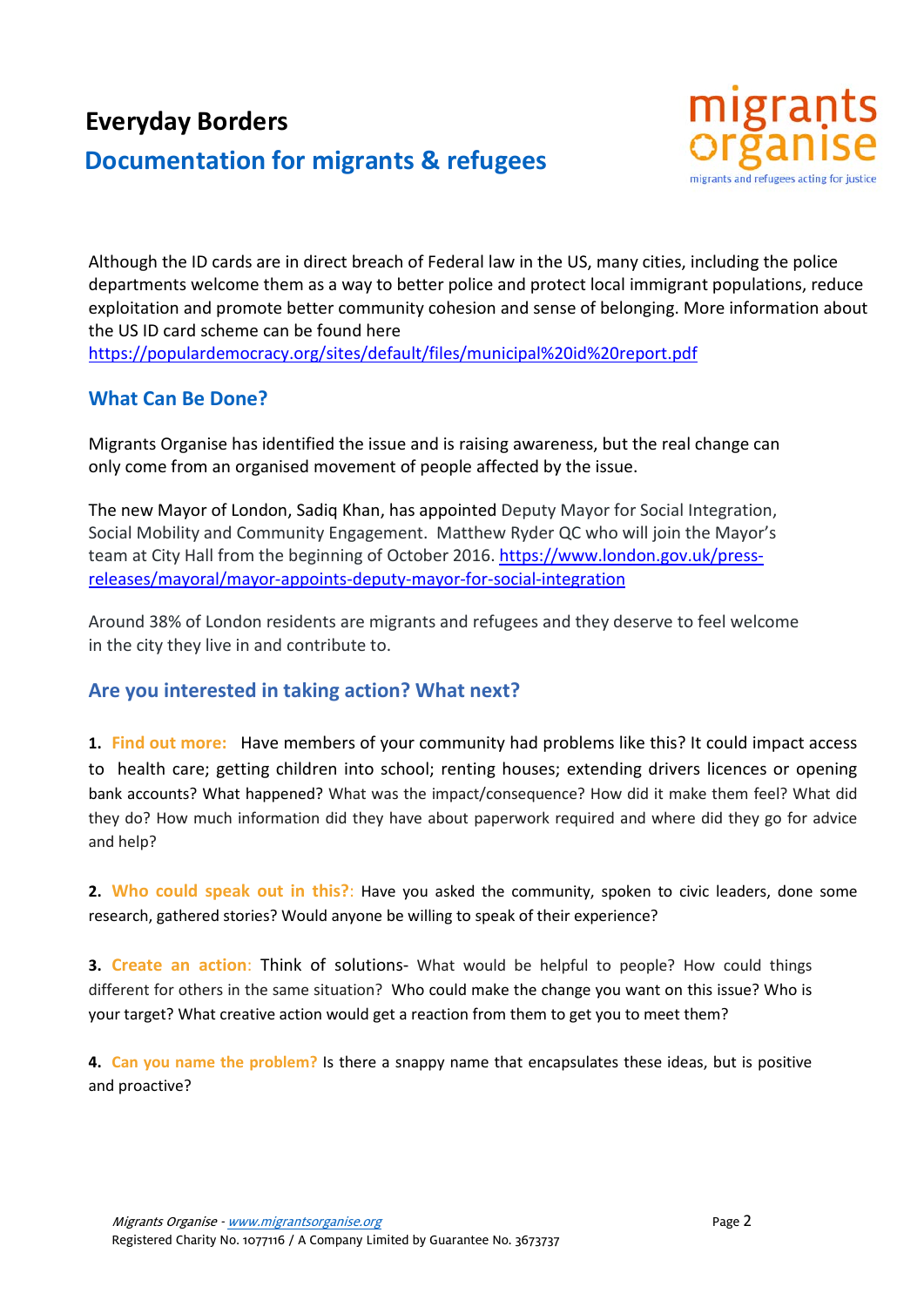# Everyday Borders

## Documentation for migrants & refugees

migrants organise
migrants and refugees acting for justice

Although the ID cards are in direct breach of Federal law in the US, many cities, including the police departments welcome them as a way to better police and protect local immigrant populations, reduce exploitation and promote better community cohesion and sense of belonging. More information about the US ID card scheme can be found here https://populardemocracy.org/sites/default/files/municipal%20id%20report.pdf

### What Can Be Done?

Migrants Organise has identified the issue and is raising awareness, but the real change can only come from an organised movement of people affected by the issue.

The new Mayor of London, Sadiq Khan, has appointed Deputy Mayor for Social Integration, Social Mobility and Community Engagement. Matthew Ryder QC who will join the Mayor's team at City Hall from the beginning of October 2016. https://www.london.gov.uk/press-releases/mayoral/mayor-appoints-deputy-mayor-for-social-integration

Around 38% of London residents are migrants and refugees and they deserve to feel welcome in the city they live in and contribute to.

### Are you interested in taking action? What next?

**1.** **Find out more:** Have members of your community had problems like this? It could impact access to health care; getting children into school; renting houses; extending drivers licences or opening bank accounts? What happened? What was the impact/consequence? How did it make them feel? What did they do? How much information did they have about paperwork required and where did they go for advice and help?

**2.** **Who could speak out in this?**: Have you asked the community, spoken to civic leaders, done some research, gathered stories? Would anyone be willing to speak of their experience?

**3.** **Create an action**: Think of solutions- What would be helpful to people? How could things different for others in the same situation? Who could make the change you want on this issue? Who is your target? What creative action would get a reaction from them to get you to meet them?

**4.** **Can you name the problem?** Is there a snappy name that encapsulates these ideas, but is positive and proactive?

*Migrants Organise - www.migrantsorganise.org*
Registered Charity No. 1077116 / A Company Limited by Guarantee No. 3673737